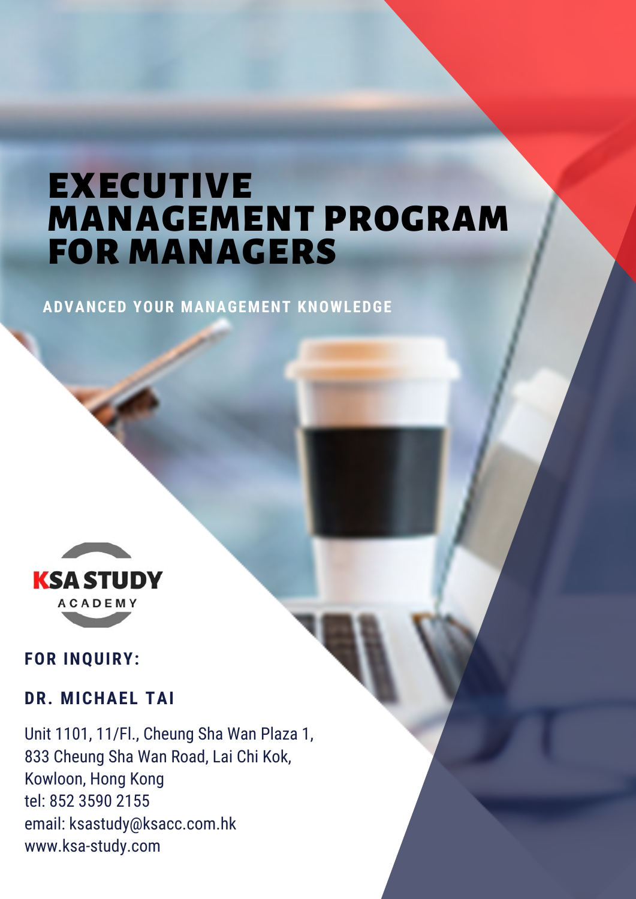# EXECUTIVE MANAGEMENT PROGRAM FOR MANAGERS

**ADVANCED YOUR MANAGEMENT KNOWLEDGE**

KSA STUDY ACADEMY

**FOR INQUIRY:**

**DR. MICHAEL TAI**

Unit 1101, 11/Fl., Cheung Sha Wan Plaza 1,
833 Cheung Sha Wan Road, Lai Chi Kok,
Kowloon, Hong Kong
tel: 852 3590 2155
email: ksastudy@ksacc.com.hk
www.ksa-study.com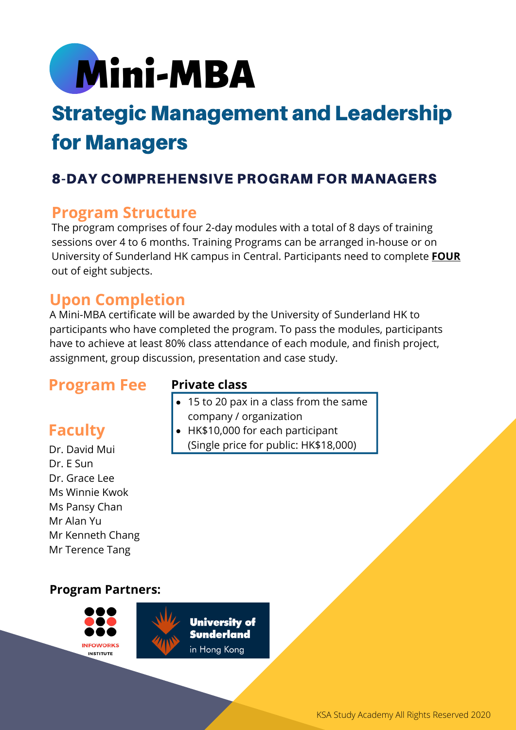# Mini-MBA

## Strategic Management and Leadership for Managers

### 8-DAY COMPREHENSIVE PROGRAM FOR MANAGERS

## Program Structure

The program comprises of four 2-day modules with a total of 8 days of training sessions over 4 to 6 months. Training Programs can be arranged in-house or on University of Sunderland HK campus in Central. Participants need to complete **FOUR** out of eight subjects.

## Upon Completion

A Mini-MBA certificate will be awarded by the University of Sunderland HK to participants who have completed the program. To pass the modules, participants have to achieve at least 80% class attendance of each module, and finish project, assignment, group discussion, presentation and case study.

## Program Fee

**Private class**

- 15 to 20 pax in a class from the same company / organization
- HK$10,000 for each participant (Single price for public: HK$18,000)

## Faculty

Dr. David Mui
Dr. E Sun
Dr. Grace Lee
Ms Winnie Kwok
Ms Pansy Chan
Mr Alan Yu
Mr Kenneth Chang
Mr Terence Tang

**Program Partners:**

INFOWORKS INSTITUTE

University of Sunderland in Hong Kong

KSA Study Academy All Rights Reserved 2020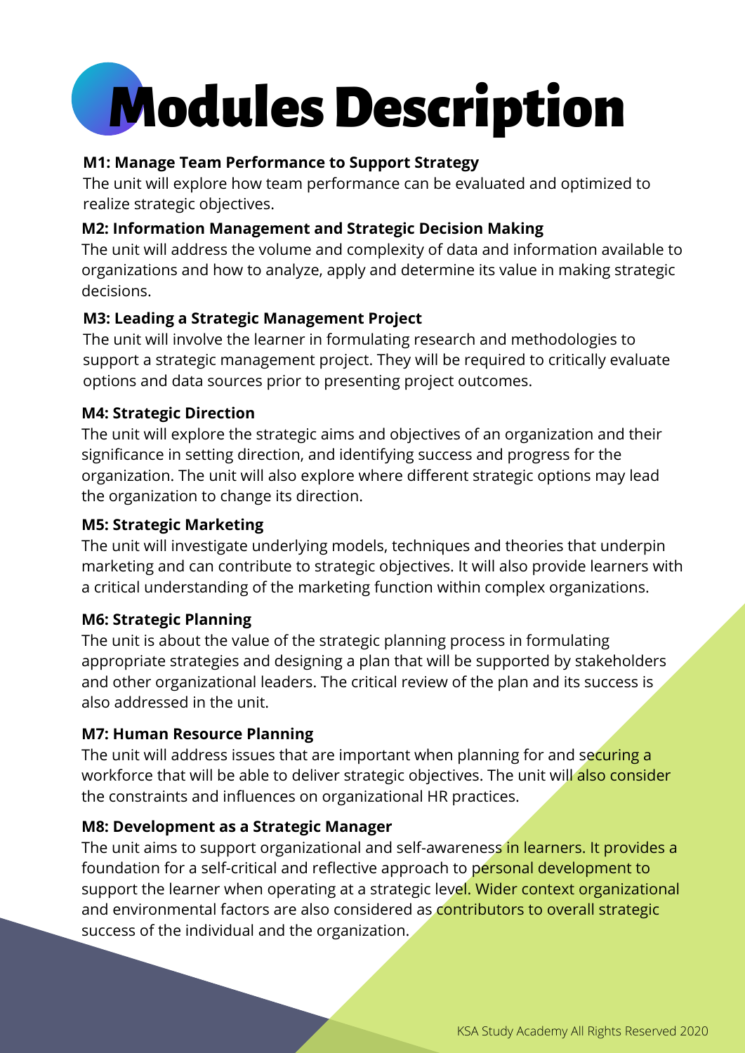# Modules Description

**M1: Manage Team Performance to Support Strategy**
The unit will explore how team performance can be evaluated and optimized to realize strategic objectives.

**M2: Information Management and Strategic Decision Making**
The unit will address the volume and complexity of data and information available to organizations and how to analyze, apply and determine its value in making strategic decisions.

**M3: Leading a Strategic Management Project**
The unit will involve the learner in formulating research and methodologies to support a strategic management project. They will be required to critically evaluate options and data sources prior to presenting project outcomes.

**M4: Strategic Direction**
The unit will explore the strategic aims and objectives of an organization and their significance in setting direction, and identifying success and progress for the organization. The unit will also explore where different strategic options may lead the organization to change its direction.

**M5: Strategic Marketing**
The unit will investigate underlying models, techniques and theories that underpin marketing and can contribute to strategic objectives. It will also provide learners with a critical understanding of the marketing function within complex organizations.

**M6: Strategic Planning**
The unit is about the value of the strategic planning process in formulating appropriate strategies and designing a plan that will be supported by stakeholders and other organizational leaders. The critical review of the plan and its success is also addressed in the unit.

**M7: Human Resource Planning**
The unit will address issues that are important when planning for and securing a workforce that will be able to deliver strategic objectives. The unit will also consider the constraints and influences on organizational HR practices.

**M8: Development as a Strategic Manager**
The unit aims to support organizational and self-awareness in learners. It provides a foundation for a self-critical and reflective approach to personal development to support the learner when operating at a strategic level. Wider context organizational and environmental factors are also considered as contributors to overall strategic success of the individual and the organization.

KSA Study Academy All Rights Reserved 2020